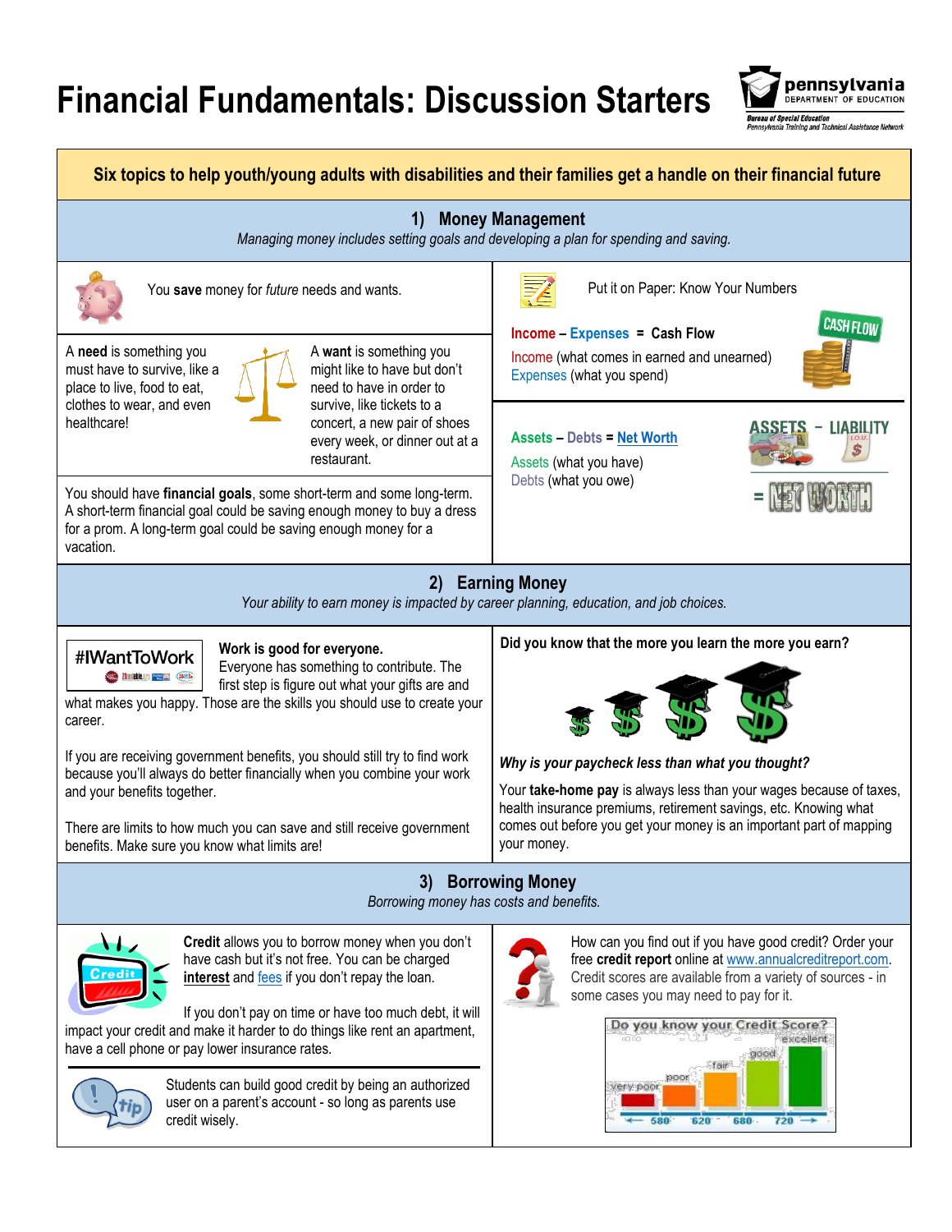# Financial Fundamentals: Discussion Starters

**Six topics to help youth/young adults with disabilities and their families get a handle on their financial future**

## 1) Money Management

*Managing money includes setting goals and developing a plan for spending and saving.*

You **save** money for *future* needs and wants.

A **need** is something you must have to survive, like a place to live, food to eat, clothes to wear, and even healthcare!

A **want** is something you might like to have but don't need to have in order to survive, like tickets to a concert, a new pair of shoes every week, or dinner out at a restaurant.

You should have **financial goals**, some short-term and some long-term. A short-term financial goal could be saving enough money to buy a dress for a prom. A long-term goal could be saving enough money for a vacation.

Put it on Paper: Know Your Numbers

**Income – Expenses = Cash Flow**

Income (what comes in earned and unearned)
Expenses (what you spend)

**Assets – Debts = Net Worth**

Assets (what you have)
Debts (what you owe)

## 2) Earning Money

*Your ability to earn money is impacted by career planning, education, and job choices.*

#IWantToWork

**Work is good for everyone.** Everyone has something to contribute. The first step is figure out what your gifts are and what makes you happy. Those are the skills you should use to create your career.

If you are receiving government benefits, you should still try to find work because you'll always do better financially when you combine your work and your benefits together.

There are limits to how much you can save and still receive government benefits. Make sure you know what limits are!

**Did you know that the more you learn the more you earn?**

***Why is your paycheck less than what you thought?***

Your **take-home pay** is always less than your wages because of taxes, health insurance premiums, retirement savings, etc. Knowing what comes out before you get your money is an important part of mapping your money.

## 3) Borrowing Money

*Borrowing money has costs and benefits.*

**Credit** allows you to borrow money when you don't have cash but it's not free. You can be charged **interest** and fees if you don't repay the loan.

If you don't pay on time or have too much debt, it will impact your credit and make it harder to do things like rent an apartment, have a cell phone or pay lower insurance rates.

Students can build good credit by being an authorized user on a parent's account - so long as parents use credit wisely.

How can you find out if you have good credit? Order your free **credit report** online at www.annualcreditreport.com. Credit scores are available from a variety of sources - in some cases you may need to pay for it.

Do you know your Credit Score?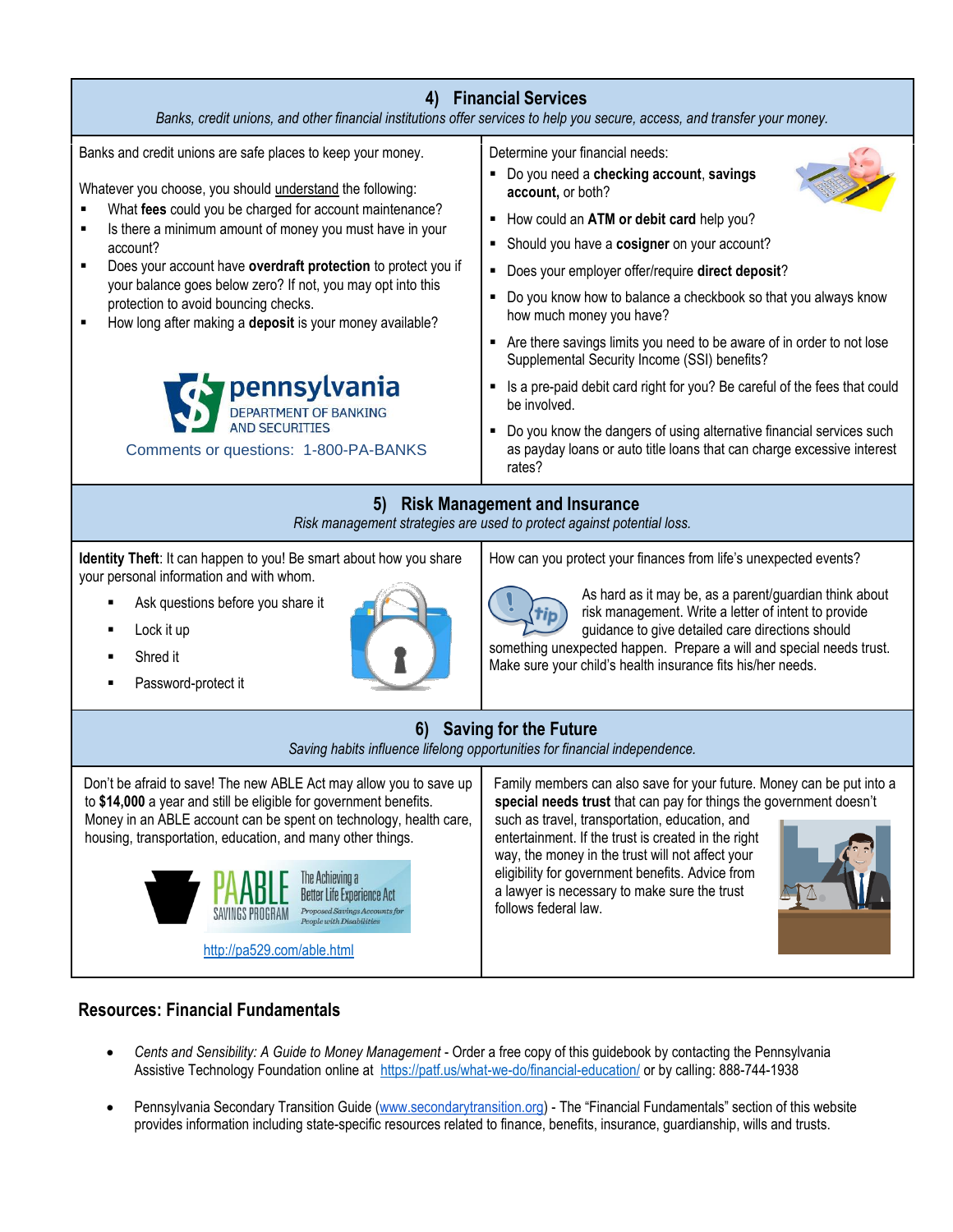## 4) Financial Services

*Banks, credit unions, and other financial institutions offer services to help you secure, access, and transfer your money.*

Banks and credit unions are safe places to keep your money.

Whatever you choose, you should understand the following:

- What **fees** could you be charged for account maintenance?
- Is there a minimum amount of money you must have in your account?
- Does your account have **overdraft protection** to protect you if your balance goes below zero? If not, you may opt into this protection to avoid bouncing checks.
- How long after making a **deposit** is your money available?

pennsylvania
DEPARTMENT OF BANKING AND SECURITIES
Comments or questions: 1-800-PA-BANKS

Determine your financial needs:

- Do you need a **checking account**, **savings account**, or both?
- How could an **ATM or debit card** help you?
- Should you have a **cosigner** on your account?
- Does your employer offer/require **direct deposit**?
- Do you know how to balance a checkbook so that you always know how much money you have?
- Are there savings limits you need to be aware of in order to not lose Supplemental Security Income (SSI) benefits?
- Is a pre-paid debit card right for you? Be careful of the fees that could be involved.
- Do you know the dangers of using alternative financial services such as payday loans or auto title loans that can charge excessive interest rates?

## 5) Risk Management and Insurance

*Risk management strategies are used to protect against potential loss.*

**Identity Theft**: It can happen to you! Be smart about how you share your personal information and with whom.

- Ask questions before you share it
- Lock it up
- Shred it
- Password-protect it

How can you protect your finances from life's unexpected events?

tip

As hard as it may be, as a parent/guardian think about risk management. Write a letter of intent to provide guidance to give detailed care directions should something unexpected happen. Prepare a will and special needs trust. Make sure your child's health insurance fits his/her needs.

## 6) Saving for the Future

*Saving habits influence lifelong opportunities for financial independence.*

Don't be afraid to save! The new ABLE Act may allow you to save up to **$14,000** a year and still be eligible for government benefits. Money in an ABLE account can be spent on technology, health care, housing, transportation, education, and many other things.

PA ABLE SAVINGS PROGRAM — The Achieving a Better Life Experience Act — *Proposed Savings Accounts for People with Disabilities*

http://pa529.com/able.html

Family members can also save for your future. Money can be put into a **special needs trust** that can pay for things the government doesn't such as travel, transportation, education, and entertainment. If the trust is created in the right way, the money in the trust will not affect your eligibility for government benefits. Advice from a lawyer is necessary to make sure the trust follows federal law.

## Resources: Financial Fundamentals

- *Cents and Sensibility: A Guide to Money Management* - Order a free copy of this guidebook by contacting the Pennsylvania Assistive Technology Foundation online at https://patf.us/what-we-do/financial-education/ or by calling: 888-744-1938
- Pennsylvania Secondary Transition Guide (www.secondarytransition.org) - The "Financial Fundamentals" section of this website provides information including state-specific resources related to finance, benefits, insurance, guardianship, wills and trusts.